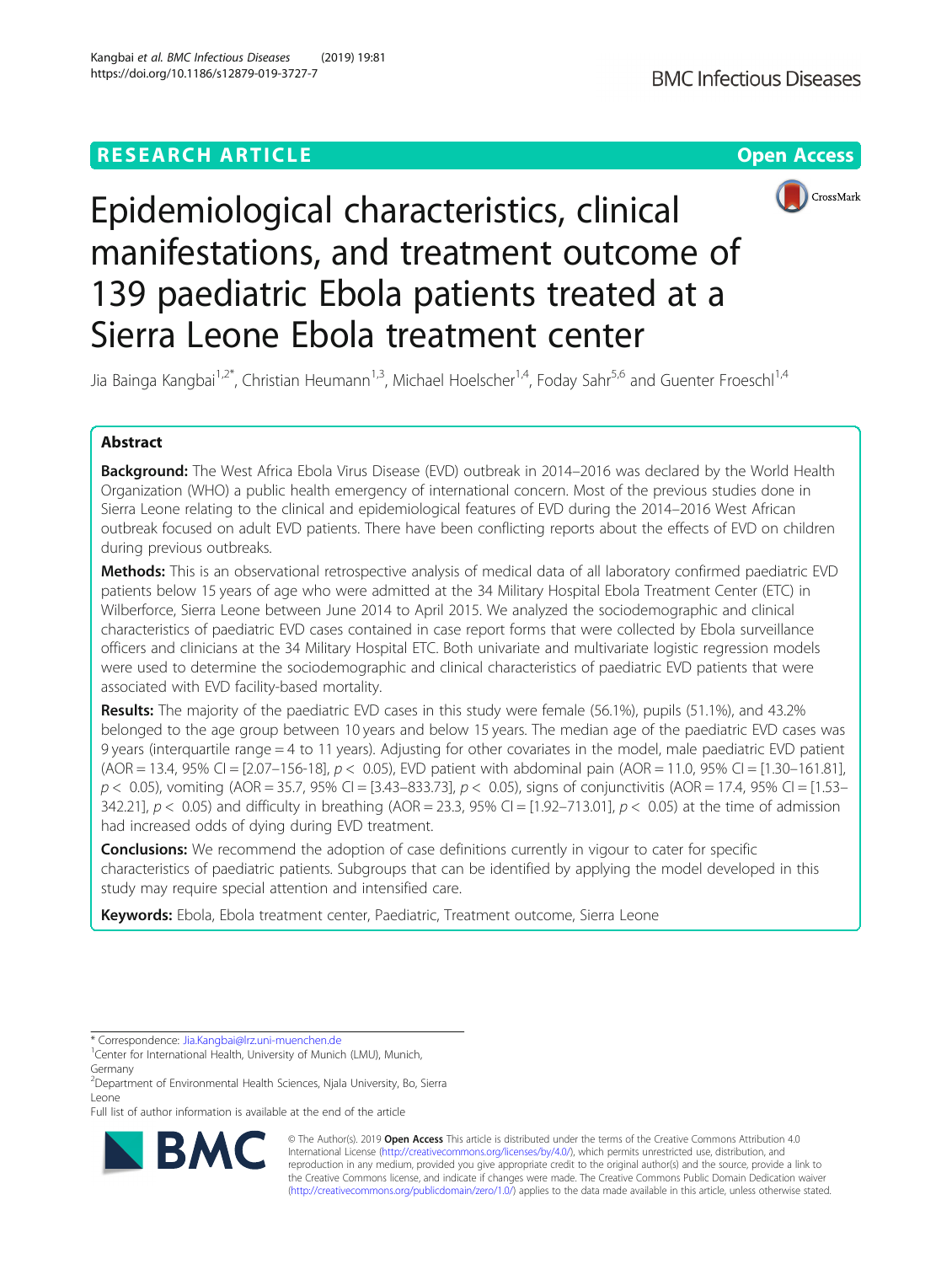RESEARCH ARTICLE

Open Access

# Epidemiological characteristics, clinical manifestations, and treatment outcome of 139 paediatric Ebola patients treated at a Sierra Leone Ebola treatment center

Jia Bainga Kangbai[1,2*], Christian Heumann[1,3], Michael Hoelscher[1,4], Foday Sahr[5,6] and Guenter Froeschl[1,4]

## Abstract

**Background:** The West Africa Ebola Virus Disease (EVD) outbreak in 2014–2016 was declared by the World Health Organization (WHO) a public health emergency of international concern. Most of the previous studies done in Sierra Leone relating to the clinical and epidemiological features of EVD during the 2014–2016 West African outbreak focused on adult EVD patients. There have been conflicting reports about the effects of EVD on children during previous outbreaks.

**Methods:** This is an observational retrospective analysis of medical data of all laboratory confirmed paediatric EVD patients below 15 years of age who were admitted at the 34 Military Hospital Ebola Treatment Center (ETC) in Wilberforce, Sierra Leone between June 2014 to April 2015. We analyzed the sociodemographic and clinical characteristics of paediatric EVD cases contained in case report forms that were collected by Ebola surveillance officers and clinicians at the 34 Military Hospital ETC. Both univariate and multivariate logistic regression models were used to determine the sociodemographic and clinical characteristics of paediatric EVD patients that were associated with EVD facility-based mortality.

**Results:** The majority of the paediatric EVD cases in this study were female (56.1%), pupils (51.1%), and 43.2% belonged to the age group between 10 years and below 15 years. The median age of the paediatric EVD cases was 9 years (interquartile range = 4 to 11 years). Adjusting for other covariates in the model, male paediatric EVD patient (AOR = 13.4, 95% CI = [2.07–156-18], $p < 0.05$), EVD patient with abdominal pain (AOR = 11.0, 95% CI = [1.30–161.81], $p < 0.05$), vomiting (AOR = 35.7, 95% CI = [3.43–833.73], $p < 0.05$), signs of conjunctivitis (AOR = 17.4, 95% CI = [1.53–342.21], $p < 0.05$) and difficulty in breathing (AOR = 23.3, 95% CI = [1.92–713.01], $p < 0.05$) at the time of admission had increased odds of dying during EVD treatment.

**Conclusions:** We recommend the adoption of case definitions currently in vigour to cater for specific characteristics of paediatric patients. Subgroups that can be identified by applying the model developed in this study may require special attention and intensified care.

**Keywords:** Ebola, Ebola treatment center, Paediatric, Treatment outcome, Sierra Leone

---

\* Correspondence: Jia.Kangbai@lrz.uni-muenchen.de

[1]Center for International Health, University of Munich (LMU), Munich, Germany

[2]Department of Environmental Health Sciences, Njala University, Bo, Sierra Leone

Full list of author information is available at the end of the article

© The Author(s). 2019 **Open Access** This article is distributed under the terms of the Creative Commons Attribution 4.0 International License (http://creativecommons.org/licenses/by/4.0/), which permits unrestricted use, distribution, and reproduction in any medium, provided you give appropriate credit to the original author(s) and the source, provide a link to the Creative Commons license, and indicate if changes were made. The Creative Commons Public Domain Dedication waiver (http://creativecommons.org/publicdomain/zero/1.0/) applies to the data made available in this article, unless otherwise stated.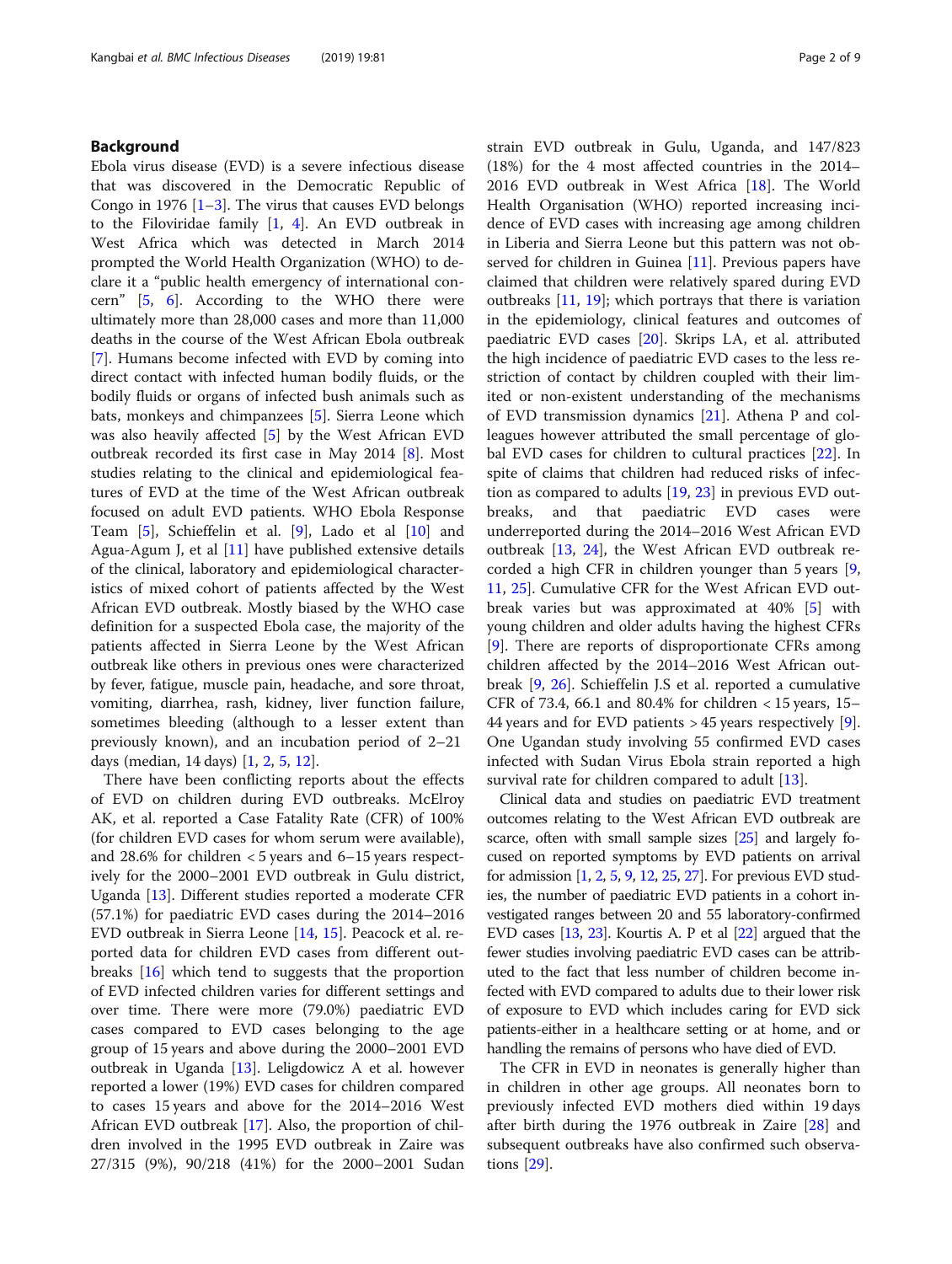## Background

Ebola virus disease (EVD) is a severe infectious disease that was discovered in the Democratic Republic of Congo in 1976 [1–3]. The virus that causes EVD belongs to the Filoviridae family [1, 4]. An EVD outbreak in West Africa which was detected in March 2014 prompted the World Health Organization (WHO) to declare it a "public health emergency of international concern" [5, 6]. According to the WHO there were ultimately more than 28,000 cases and more than 11,000 deaths in the course of the West African Ebola outbreak [7]. Humans become infected with EVD by coming into direct contact with infected human bodily fluids, or the bodily fluids or organs of infected bush animals such as bats, monkeys and chimpanzees [5]. Sierra Leone which was also heavily affected [5] by the West African EVD outbreak recorded its first case in May 2014 [8]. Most studies relating to the clinical and epidemiological features of EVD at the time of the West African outbreak focused on adult EVD patients. WHO Ebola Response Team [5], Schieffelin et al. [9], Lado et al [10] and Agua-Agum J, et al [11] have published extensive details of the clinical, laboratory and epidemiological characteristics of mixed cohort of patients affected by the West African EVD outbreak. Mostly biased by the WHO case definition for a suspected Ebola case, the majority of the patients affected in Sierra Leone by the West African outbreak like others in previous ones were characterized by fever, fatigue, muscle pain, headache, and sore throat, vomiting, diarrhea, rash, kidney, liver function failure, sometimes bleeding (although to a lesser extent than previously known), and an incubation period of 2–21 days (median, 14 days) [1, 2, 5, 12].

There have been conflicting reports about the effects of EVD on children during EVD outbreaks. McElroy AK, et al. reported a Case Fatality Rate (CFR) of 100% (for children EVD cases for whom serum were available), and 28.6% for children < 5 years and 6–15 years respectively for the 2000–2001 EVD outbreak in Gulu district, Uganda [13]. Different studies reported a moderate CFR (57.1%) for paediatric EVD cases during the 2014–2016 EVD outbreak in Sierra Leone [14, 15]. Peacock et al. reported data for children EVD cases from different outbreaks [16] which tend to suggests that the proportion of EVD infected children varies for different settings and over time. There were more (79.0%) paediatric EVD cases compared to EVD cases belonging to the age group of 15 years and above during the 2000–2001 EVD outbreak in Uganda [13]. Leligowicz A et al. however reported a lower (19%) EVD cases for children compared to cases 15 years and above for the 2014–2016 West African EVD outbreak [17]. Also, the proportion of children involved in the 1995 EVD outbreak in Zaire was 27/315 (9%), 90/218 (41%) for the 2000–2001 Sudan strain EVD outbreak in Gulu, Uganda, and 147/823 (18%) for the 4 most affected countries in the 2014–2016 EVD outbreak in West Africa [18]. The World Health Organisation (WHO) reported increasing incidence of EVD cases with increasing age among children in Liberia and Sierra Leone but this pattern was not observed for children in Guinea [11]. Previous papers have claimed that children were relatively spared during EVD outbreaks [11, 19]; which portrays that there is variation in the epidemiology, clinical features and outcomes of paediatric EVD cases [20]. Skrips LA, et al. attributed the high incidence of paediatric EVD cases to the less restriction of contact by children coupled with their limited or non-existent understanding of the mechanisms of EVD transmission dynamics [21]. Athena P and colleagues however attributed the small percentage of global EVD cases for children to cultural practices [22]. In spite of claims that children had reduced risks of infection as compared to adults [19, 23] in previous EVD outbreaks, and that paediatric EVD cases were underreported during the 2014–2016 West African EVD outbreak [13, 24], the West African EVD outbreak recorded a high CFR in children younger than 5 years [9, 11, 25]. Cumulative CFR for the West African EVD outbreak varies but was approximated at 40% [5] with young children and older adults having the highest CFRs [9]. There are reports of disproportionate CFRs among children affected by the 2014–2016 West African EVD outbreak [9, 26]. Schieffelin J.S et al. reported a cumulative CFR of 73.4, 66.1 and 80.4% for children < 15 years, 15–44 years and for EVD patients > 45 years respectively [9]. One Ugandan study involving 55 confirmed EVD cases infected with Sudan Virus Ebola strain reported a high survival rate for children compared to adult [13].

Clinical data and studies on paediatric EVD treatment outcomes relating to the West African EVD outbreak are scarce, often with small sample sizes [25] and largely focused on reported symptoms by EVD patients on arrival for admission [1, 2, 5, 9, 12, 25, 27]. For previous EVD studies, the number of paediatric EVD patients in a cohort investigated ranges between 20 and 55 laboratory-confirmed EVD cases [13, 23]. Kourtis A. P et al [22] argued that the fewer studies involving paediatric EVD cases can be attributed to the fact that less number of children become infected with EVD compared to adults due to their lower risk of exposure to EVD which includes caring for EVD sick patients-either in a healthcare setting or at home, and or handling the remains of persons who have died of EVD.

The CFR in EVD in neonates is generally higher than in children in other age groups. All neonates born to previously infected EVD mothers died within 19 days after birth during the 1976 outbreak in Zaire [28] and subsequent outbreaks have also confirmed such observations [29].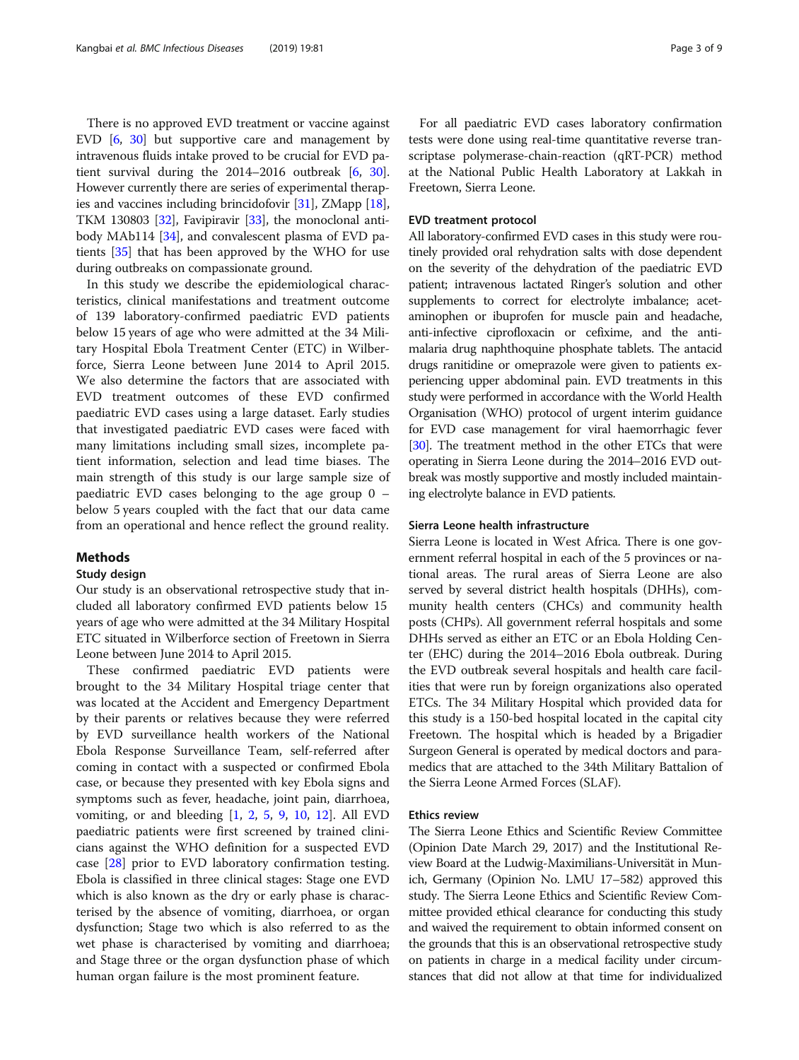There is no approved EVD treatment or vaccine against EVD [6, 30] but supportive care and management by intravenous fluids intake proved to be crucial for EVD patient survival during the 2014–2016 outbreak [6, 30]. However currently there are series of experimental therapies and vaccines including brincidofovir [31], ZMapp [18], TKM 130803 [32], Favipiravir [33], the monoclonal antibody MAb114 [34], and convalescent plasma of EVD patients [35] that has been approved by the WHO for use during outbreaks on compassionate ground.

In this study we describe the epidemiological characteristics, clinical manifestations and treatment outcome of 139 laboratory-confirmed paediatric EVD patients below 15 years of age who were admitted at the 34 Military Hospital Ebola Treatment Center (ETC) in Wilberforce, Sierra Leone between June 2014 to April 2015. We also determine the factors that are associated with EVD treatment outcomes of these EVD confirmed paediatric EVD cases using a large dataset. Early studies that investigated paediatric EVD cases were faced with many limitations including small sizes, incomplete patient information, selection and lead time biases. The main strength of this study is our large sample size of paediatric EVD cases belonging to the age group 0 – below 5 years coupled with the fact that our data came from an operational and hence reflect the ground reality.

## Methods

### Study design

Our study is an observational retrospective study that included all laboratory confirmed EVD patients below 15 years of age who were admitted at the 34 Military Hospital ETC situated in Wilberforce section of Freetown in Sierra Leone between June 2014 to April 2015.

These confirmed paediatric EVD patients were brought to the 34 Military Hospital triage center that was located at the Accident and Emergency Department by their parents or relatives because they were referred by EVD surveillance health workers of the National Ebola Response Surveillance Team, self-referred after coming in contact with a suspected or confirmed Ebola case, or because they presented with key Ebola signs and symptoms such as fever, headache, joint pain, diarrhoea, vomiting, or and bleeding [1, 2, 5, 9, 10, 12]. All EVD paediatric patients were first screened by trained clinicians against the WHO definition for a suspected EVD case [28] prior to EVD laboratory confirmation testing. Ebola is classified in three clinical stages: Stage one EVD which is also known as the dry or early phase is characterised by the absence of vomiting, diarrhoea, or organ dysfunction; Stage two which is also referred to as the wet phase is characterised by vomiting and diarrhoea; and Stage three or the organ dysfunction phase of which human organ failure is the most prominent feature.

For all paediatric EVD cases laboratory confirmation tests were done using real-time quantitative reverse transcriptase polymerase-chain-reaction (qRT-PCR) method at the National Public Health Laboratory at Lakkah in Freetown, Sierra Leone.

### EVD treatment protocol

All laboratory-confirmed EVD cases in this study were routinely provided oral rehydration salts with dose dependent on the severity of the dehydration of the paediatric EVD patient; intravenous lactated Ringer's solution and other supplements to correct for electrolyte imbalance; acetaminophen or ibuprofen for muscle pain and headache, anti-infective ciprofloxacin or cefixime, and the anti-malaria drug naphthoquine phosphate tablets. The antacid drugs ranitidine or omeprazole were given to patients experiencing upper abdominal pain. EVD treatments in this study were performed in accordance with the World Health Organisation (WHO) protocol of urgent interim guidance for EVD case management for viral haemorrhagic fever [30]. The treatment method in the other ETCs that were operating in Sierra Leone during the 2014–2016 EVD outbreak was mostly supportive and mostly included maintaining electrolyte balance in EVD patients.

### Sierra Leone health infrastructure

Sierra Leone is located in West Africa. There is one government referral hospital in each of the 5 provinces or national areas. The rural areas of Sierra Leone are also served by several district health hospitals (DHHs), community health centers (CHCs) and community health posts (CHPs). All government referral hospitals and some DHHs served as either an ETC or an Ebola Holding Center (EHC) during the 2014–2016 Ebola outbreak. During the EVD outbreak several hospitals and health care facilities that were run by foreign organizations also operated ETCs. The 34 Military Hospital which provided data for this study is a 150-bed hospital located in the capital city Freetown. The hospital which is headed by a Brigadier Surgeon General is operated by medical doctors and paramedics that are attached to the 34th Military Battalion of the Sierra Leone Armed Forces (SLAF).

### Ethics review

The Sierra Leone Ethics and Scientific Review Committee (Opinion Date March 29, 2017) and the Institutional Review Board at the Ludwig-Maximilians-Universität in Munich, Germany (Opinion No. LMU 17–582) approved this study. The Sierra Leone Ethics and Scientific Review Committee provided ethical clearance for conducting this study and waived the requirement to obtain informed consent on the grounds that this is an observational retrospective study on patients in charge in a medical facility under circumstances that did not allow at that time for individualized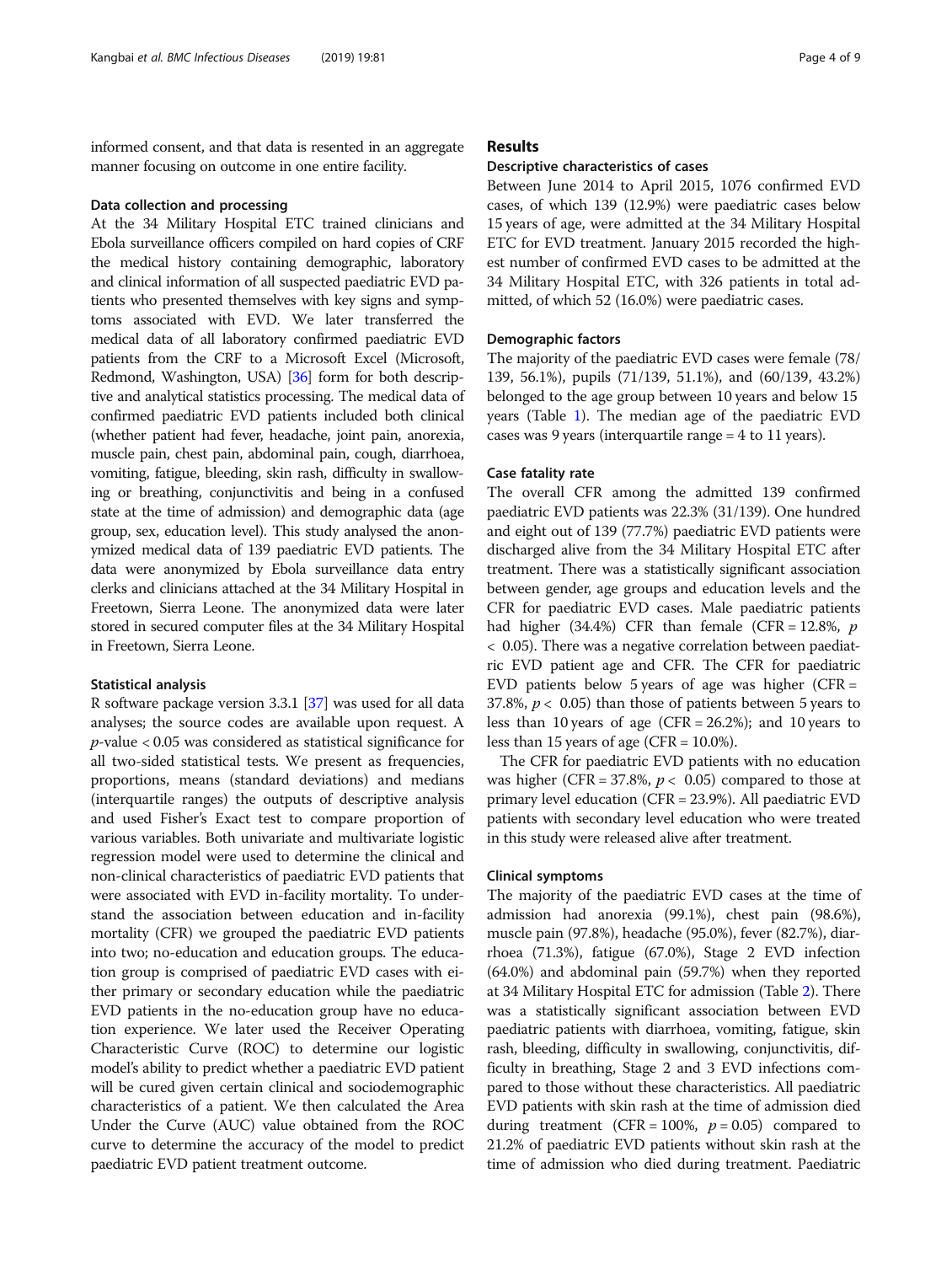informed consent, and that data is resented in an aggregate manner focusing on outcome in one entire facility.

### Data collection and processing

At the 34 Military Hospital ETC trained clinicians and Ebola surveillance officers compiled on hard copies of CRF the medical history containing demographic, laboratory and clinical information of all suspected paediatric EVD patients who presented themselves with key signs and symptoms associated with EVD. We later transferred the medical data of all laboratory confirmed paediatric EVD patients from the CRF to a Microsoft Excel (Microsoft, Redmond, Washington, USA) [36] form for both descriptive and analytical statistics processing. The medical data of confirmed paediatric EVD patients included both clinical (whether patient had fever, headache, joint pain, anorexia, muscle pain, chest pain, abdominal pain, cough, diarrhoea, vomiting, fatigue, bleeding, skin rash, difficulty in swallowing or breathing, conjunctivitis and being in a confused state at the time of admission) and demographic data (age group, sex, education level). This study analysed the anonymized medical data of 139 paediatric EVD patients. The data were anonymized by Ebola surveillance data entry clerks and clinicians attached at the 34 Military Hospital in Freetown, Sierra Leone. The anonymized data were later stored in secured computer files at the 34 Military Hospital in Freetown, Sierra Leone.

### Statistical analysis

R software package version 3.3.1 [37] was used for all data analyses; the source codes are available upon request. A $p$-value < 0.05 was considered as statistical significance for all two-sided statistical tests. We present as frequencies, proportions, means (standard deviations) and medians (interquartile ranges) the outputs of descriptive analysis and used Fisher's Exact test to compare proportion of various variables. Both univariate and multivariate logistic regression model were used to determine the clinical and non-clinical characteristics of paediatric EVD patients that were associated with EVD in-facility mortality. To understand the association between education and in-facility mortality (CFR) we grouped the paediatric EVD patients into two; no-education and education groups. The education group is comprised of paediatric EVD cases with either primary or secondary education while the paediatric EVD patients in the no-education group have no education experience. We later used the Receiver Operating Characteristic Curve (ROC) to determine our logistic model's ability to predict whether a paediatric EVD patient will be cured given certain clinical and sociodemographic characteristics of a patient. We then calculated the Area Under the Curve (AUC) value obtained from the ROC curve to determine the accuracy of the model to predict paediatric EVD patient treatment outcome.

## Results

### Descriptive characteristics of cases

Between June 2014 to April 2015, 1076 confirmed EVD cases, of which 139 (12.9%) were paediatric cases below 15 years of age, were admitted at the 34 Military Hospital ETC for EVD treatment. January 2015 recorded the highest number of confirmed EVD cases to be admitted at the 34 Military Hospital ETC, with 326 patients in total admitted, of which 52 (16.0%) were paediatric cases.

### Demographic factors

The majority of the paediatric EVD cases were female (78/139, 56.1%), pupils (71/139, 51.1%), and (60/139, 43.2%) belonged to the age group between 10 years and below 15 years (Table 1). The median age of the paediatric EVD cases was 9 years (interquartile range = 4 to 11 years).

### Case fatality rate

The overall CFR among the admitted 139 confirmed paediatric EVD patients was 22.3% (31/139). One hundred and eight out of 139 (77.7%) paediatric EVD patients were discharged alive from the 34 Military Hospital ETC after treatment. There was a statistically significant association between gender, age groups and education levels and the CFR for paediatric EVD cases. Male paediatric patients had higher (34.4%) CFR than female (CFR = 12.8%, $p < 0.05$). There was a negative correlation between paediatric EVD patient age and CFR. The CFR for paediatric EVD patients below 5 years of age was higher (CFR = 37.8%, $p < 0.05$) than those of patients between 5 years to less than 10 years of age (CFR = 26.2%); and 10 years to less than 15 years of age (CFR = 10.0%).

The CFR for paediatric EVD patients with no education was higher (CFR = 37.8%, $p < 0.05$) compared to those at primary level education (CFR = 23.9%). All paediatric EVD patients with secondary level education who were treated in this study were released alive after treatment.

### Clinical symptoms

The majority of the paediatric EVD cases at the time of admission had anorexia (99.1%), chest pain (98.6%), muscle pain (97.8%), headache (95.0%), fever (82.7%), diarrhoea (71.3%), fatigue (67.0%), Stage 2 EVD infection (64.0%) and abdominal pain (59.7%) when they reported at 34 Military Hospital ETC for admission (Table 2). There was a statistically significant association between EVD paediatric patients with diarrhoea, vomiting, fatigue, skin rash, bleeding, difficulty in swallowing, conjunctivitis, difficulty in breathing, Stage 2 and 3 EVD infections compared to those without these characteristics. All paediatric EVD patients with skin rash at the time of admission died during treatment (CFR = 100%, $p = 0.05$) compared to 21.2% of paediatric EVD patients without skin rash at the time of admission who died during treatment. Paediatric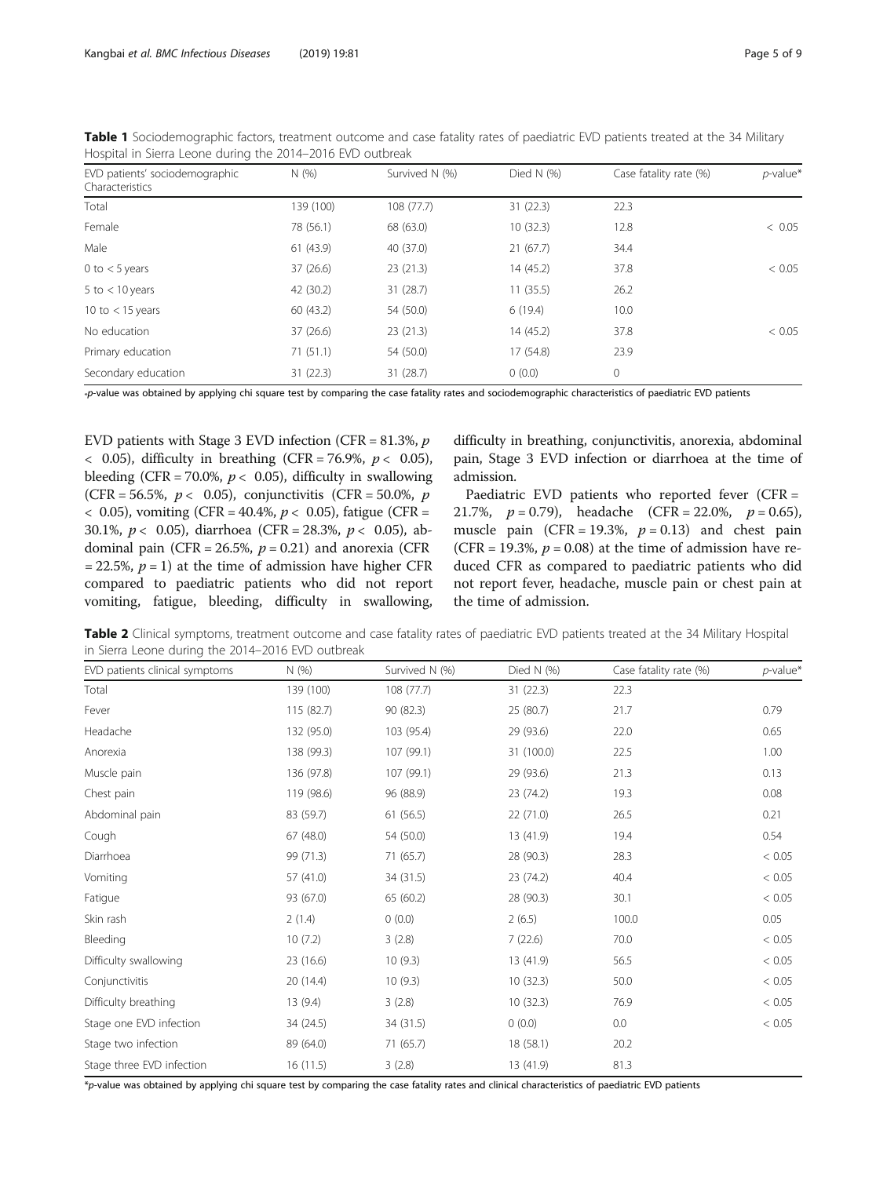**Table 1** Sociodemographic factors, treatment outcome and case fatality rates of paediatric EVD patients treated at the 34 Military Hospital in Sierra Leone during the 2014–2016 EVD outbreak

| EVD patients' sociodemographic Characteristics | N (%) | Survived N (%) | Died N (%) | Case fatality rate (%) | *p*-value* |
|---|---|---|---|---|---|
| Total | 139 (100) | 108 (77.7) | 31 (22.3) | 22.3 | |
| Female | 78 (56.1) | 68 (63.0) | 10 (32.3) | 12.8 | < 0.05 |
| Male | 61 (43.9) | 40 (37.0) | 21 (67.7) | 34.4 | |
| 0 to < 5 years | 37 (26.6) | 23 (21.3) | 14 (45.2) | 37.8 | < 0.05 |
| 5 to < 10 years | 42 (30.2) | 31 (28.7) | 11 (35.5) | 26.2 | |
| 10 to < 15 years | 60 (43.2) | 54 (50.0) | 6 (19.4) | 10.0 | |
| No education | 37 (26.6) | 23 (21.3) | 14 (45.2) | 37.8 | < 0.05 |
| Primary education | 71 (51.1) | 54 (50.0) | 17 (54.8) | 23.9 | |
| Secondary education | 31 (22.3) | 31 (28.7) | 0 (0.0) | 0 | |

*p-value was obtained by applying chi square test by comparing the case fatality rates and sociodemographic characteristics of paediatric EVD patients

EVD patients with Stage 3 EVD infection (CFR = 81.3%, $p < 0.05$), difficulty in breathing (CFR = 76.9%, $p < 0.05$), bleeding (CFR = 70.0%, $p < 0.05$), difficulty in swallowing (CFR = 56.5%, $p < 0.05$), conjunctivitis (CFR = 50.0%, $p < 0.05$), vomiting (CFR = 40.4%, $p < 0.05$), fatigue (CFR = 30.1%, $p < 0.05$), diarrhoea (CFR = 28.3%, $p < 0.05$), abdominal pain (CFR = 26.5%, $p = 0.21$) and anorexia (CFR = 22.5%, $p = 1$) at the time of admission have higher CFR compared to paediatric patients who did not report vomiting, fatigue, bleeding, difficulty in swallowing, difficulty in breathing, conjunctivitis, anorexia, abdominal pain, Stage 3 EVD infection or diarrhoea at the time of admission.

Paediatric EVD patients who reported fever (CFR = 21.7%, $p = 0.79$), headache (CFR = 22.0%, $p = 0.65$), muscle pain (CFR = 19.3%, $p = 0.13$) and chest pain (CFR = 19.3%, $p = 0.08$) at the time of admission have reduced CFR as compared to paediatric patients who did not report fever, headache, muscle pain or chest pain at the time of admission.

**Table 2** Clinical symptoms, treatment outcome and case fatality rates of paediatric EVD patients treated at the 34 Military Hospital in Sierra Leone during the 2014–2016 EVD outbreak

| EVD patients clinical symptoms | N (%) | Survived N (%) | Died N (%) | Case fatality rate (%) | *p*-value* |
|---|---|---|---|---|---|
| Total | 139 (100) | 108 (77.7) | 31 (22.3) | 22.3 | |
| Fever | 115 (82.7) | 90 (82.3) | 25 (80.7) | 21.7 | 0.79 |
| Headache | 132 (95.0) | 103 (95.4) | 29 (93.6) | 22.0 | 0.65 |
| Anorexia | 138 (99.3) | 107 (99.1) | 31 (100.0) | 22.5 | 1.00 |
| Muscle pain | 136 (97.8) | 107 (99.1) | 29 (93.6) | 21.3 | 0.13 |
| Chest pain | 119 (98.6) | 96 (88.9) | 23 (74.2) | 19.3 | 0.08 |
| Abdominal pain | 83 (59.7) | 61 (56.5) | 22 (71.0) | 26.5 | 0.21 |
| Cough | 67 (48.0) | 54 (50.0) | 13 (41.9) | 19.4 | 0.54 |
| Diarrhoea | 99 (71.3) | 71 (65.7) | 28 (90.3) | 28.3 | < 0.05 |
| Vomiting | 57 (41.0) | 34 (31.5) | 23 (74.2) | 40.4 | < 0.05 |
| Fatigue | 93 (67.0) | 65 (60.2) | 28 (90.3) | 30.1 | < 0.05 |
| Skin rash | 2 (1.4) | 0 (0.0) | 2 (6.5) | 100.0 | 0.05 |
| Bleeding | 10 (7.2) | 3 (2.8) | 7 (22.6) | 70.0 | < 0.05 |
| Difficulty swallowing | 23 (16.6) | 10 (9.3) | 13 (41.9) | 56.5 | < 0.05 |
| Conjunctivitis | 20 (14.4) | 10 (9.3) | 10 (32.3) | 50.0 | < 0.05 |
| Difficulty breathing | 13 (9.4) | 3 (2.8) | 10 (32.3) | 76.9 | < 0.05 |
| Stage one EVD infection | 34 (24.5) | 34 (31.5) | 0 (0.0) | 0.0 | < 0.05 |
| Stage two infection | 89 (64.0) | 71 (65.7) | 18 (58.1) | 20.2 | |
| Stage three EVD infection | 16 (11.5) | 3 (2.8) | 13 (41.9) | 81.3 | |

*p-value was obtained by applying chi square test by comparing the case fatality rates and clinical characteristics of paediatric EVD patients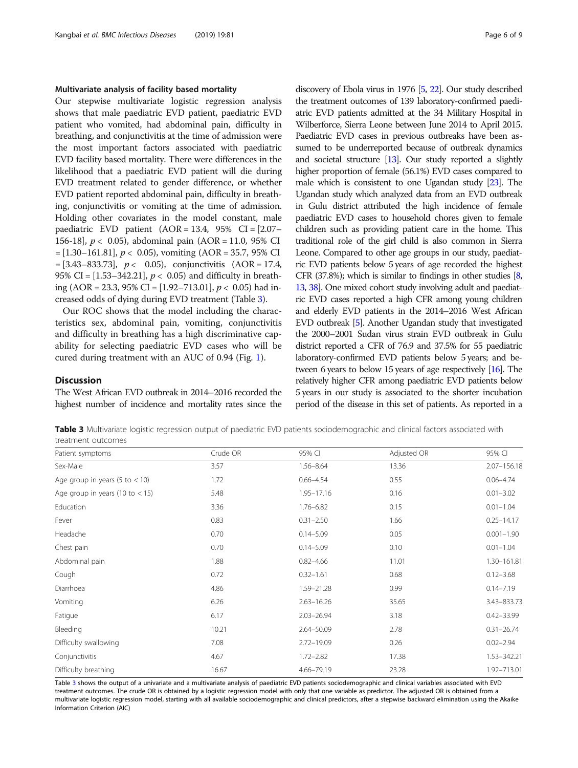### Multivariate analysis of facility based mortality

Our stepwise multivariate logistic regression analysis shows that male paediatric EVD patient, paediatric EVD patient who vomited, had abdominal pain, difficulty in breathing, and conjunctivitis at the time of admission were the most important factors associated with paediatric EVD facility based mortality. There were differences in the likelihood that a paediatric EVD patient will die during EVD treatment related to gender difference, or whether EVD patient reported abdominal pain, difficulty in breathing, conjunctivitis or vomiting at the time of admission. Holding other covariates in the model constant, male paediatric EVD patient (AOR = 13.4, 95% CI = [2.07–156-18], $p < 0.05$), abdominal pain (AOR = 11.0, 95% CI = [1.30–161.81], $p < 0.05$), vomiting (AOR = 35.7, 95% CI = [3.43–833.73], $p < 0.05$), conjunctivitis (AOR = 17.4, 95% CI = [1.53–342.21], $p < 0.05$) and difficulty in breathing (AOR = 23.3, 95% CI = [1.92–713.01], $p < 0.05$) had increased odds of dying during EVD treatment (Table 3).

Our ROC shows that the model including the characteristics sex, abdominal pain, vomiting, conjunctivitis and difficulty in breathing has a high discriminative capability for selecting paediatric EVD cases who will be cured during treatment with an AUC of 0.94 (Fig. 1).

## Discussion

The West African EVD outbreak in 2014–2016 recorded the highest number of incidence and mortality rates since the discovery of Ebola virus in 1976 [5, 22]. Our study described the treatment outcomes of 139 laboratory-confirmed paediatric EVD patients admitted at the 34 Military Hospital in Wilberforce, Sierra Leone between June 2014 to April 2015. Paediatric EVD cases in previous outbreaks have been assumed to be underreported because of outbreak dynamics and societal structure [13]. Our study reported a slightly higher proportion of female (56.1%) EVD cases compared to male which is consistent to one Ugandan study [23]. The Ugandan study which analyzed data from an EVD outbreak in Gulu district attributed the high incidence of female paediatric EVD cases to household chores given to female children such as providing patient care in the home. This traditional role of the girl child is also common in Sierra Leone. Compared to other age groups in our study, paediatric EVD patients below 5 years of age recorded the highest CFR (37.8%); which is similar to findings in other studies [8, 13, 38]. One mixed cohort study involving adult and paediatric EVD cases reported a high CFR among young children and elderly EVD patients in the 2014–2016 West African EVD outbreak [5]. Another Ugandan study that investigated the 2000–2001 Sudan virus strain EVD outbreak in Gulu district reported a CFR of 76.9 and 37.5% for 55 paediatric laboratory-confirmed EVD patients below 5 years; and between 6 years to below 15 years of age respectively [16]. The relatively higher CFR among paediatric EVD patients below 5 years in our study is associated to the shorter incubation period of the disease in this set of patients. As reported in a

**Table 3** Multivariate logistic regression output of paediatric EVD patients sociodemographic and clinical factors associated with treatment outcomes

| Patient symptoms | Crude OR | 95% CI | Adjusted OR | 95% CI |
|---|---|---|---|---|
| Sex-Male | 3.57 | 1.56–8.64 | 13.36 | 2.07–156.18 |
| Age group in years (5 to < 10) | 1.72 | 0.66–4.54 | 0.55 | 0.06–4.74 |
| Age group in years (10 to < 15) | 5.48 | 1.95–17.16 | 0.16 | 0.01–3.02 |
| Education | 3.36 | 1.76–6.82 | 0.15 | 0.01–1.04 |
| Fever | 0.83 | 0.31–2.50 | 1.66 | 0.25–14.17 |
| Headache | 0.70 | 0.14–5.09 | 0.05 | 0.001–1.90 |
| Chest pain | 0.70 | 0.14–5.09 | 0.10 | 0.01–1.04 |
| Abdominal pain | 1.88 | 0.82–4.66 | 11.01 | 1.30–161.81 |
| Cough | 0.72 | 0.32–1.61 | 0.68 | 0.12–3.68 |
| Diarrhoea | 4.86 | 1.59–21.28 | 0.99 | 0.14–7.19 |
| Vomiting | 6.26 | 2.63–16.26 | 35.65 | 3.43–833.73 |
| Fatigue | 6.17 | 2.03–26.94 | 3.18 | 0.42–33.99 |
| Bleeding | 10.21 | 2.64–50.09 | 2.78 | 0.31–26.74 |
| Difficulty swallowing | 7.08 | 2.72–19.09 | 0.26 | 0.02–2.94 |
| Conjunctivitis | 4.67 | 1.72–2.82 | 17.38 | 1.53–342.21 |
| Difficulty breathing | 16.67 | 4.66–79.19 | 23.28 | 1.92–713.01 |

Table 3 shows the output of a univariate and a multivariate analysis of paediatric EVD patients sociodemographic and clinical variables associated with EVD treatment outcomes. The crude OR is obtained by a logistic regression model with only that one variable as predictor. The adjusted OR is obtained from a multivariate logistic regression model, starting with all available sociodemographic and clinical predictors, after a stepwise backward elimination using the Akaike Information Criterion (AIC)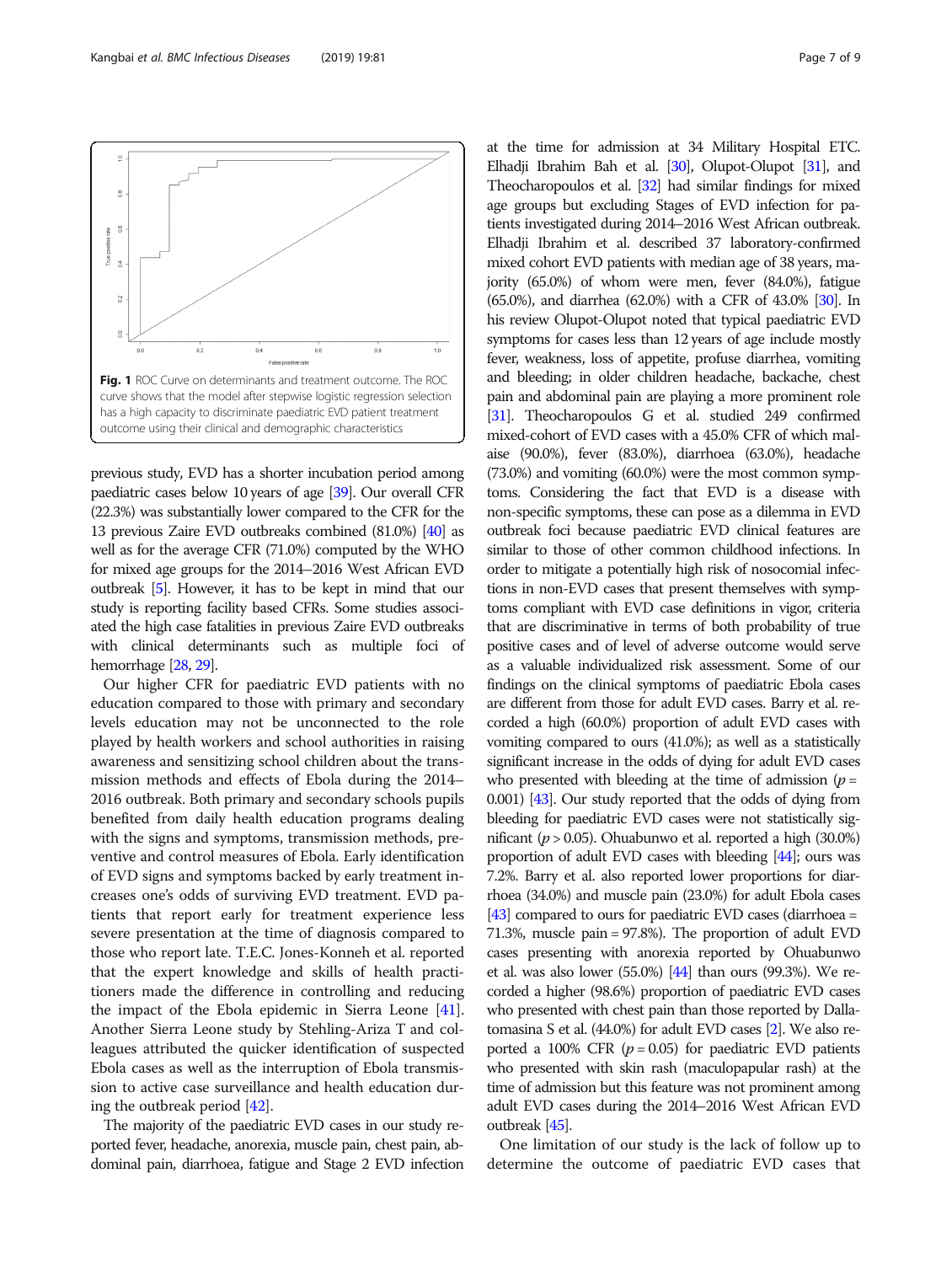**Fig. 1** ROC Curve on determinants and treatment outcome. The ROC curve shows that the model after stepwise logistic regression selection has a high capacity to discriminate paediatric EVD patient treatment outcome using their clinical and demographic characteristics

previous study, EVD has a shorter incubation period among paediatric cases below 10 years of age [39]. Our overall CFR (22.3%) was substantially lower compared to the CFR for the 13 previous Zaire EVD outbreaks combined (81.0%) [40] as well as for the average CFR (71.0%) computed by the WHO for mixed age groups for the 2014–2016 West African EVD outbreak [5]. However, it has to be kept in mind that our study is reporting facility based CFRs. Some studies associated the high case fatalities in previous Zaire EVD outbreaks with clinical determinants such as multiple foci of hemorrhage [28, 29].

Our higher CFR for paediatric EVD patients with no education compared to those with primary and secondary levels education may not be unconnected to the role played by health workers and school authorities in raising awareness and sensitizing school children about the transmission methods and effects of Ebola during the 2014–2016 outbreak. Both primary and secondary schools pupils benefited from daily health education programs dealing with the signs and symptoms, transmission methods, preventive and control measures of Ebola. Early identification of EVD signs and symptoms backed by early treatment increases one's odds of surviving EVD treatment. EVD patients that report early for treatment experience less severe presentation at the time of diagnosis compared to those who report late. T.E.C. Jones-Konneh et al. reported that the expert knowledge and skills of health practitioners made the difference in controlling and reducing the impact of the Ebola epidemic in Sierra Leone [41]. Another Sierra Leone study by Stehling-Ariza T and colleagues attributed the quicker identification of suspected Ebola cases as well as the interruption of Ebola transmission to active case surveillance and health education during the outbreak period [42].

The majority of the paediatric EVD cases in our study reported fever, headache, anorexia, muscle pain, chest pain, abdominal pain, diarrhoea, fatigue and Stage 2 EVD infection at the time for admission at 34 Military Hospital ETC. Elhadji Ibrahim Bah et al. [30], Olupot-Olupot [31], and Theocharopoulos et al. [32] had similar findings for mixed age groups but excluding Stages of EVD infection for patients investigated during 2014–2016 West African outbreak. Elhadji Ibrahim et al. described 37 laboratory-confirmed mixed cohort EVD patients with median age of 38 years, majority (65.0%) of whom were men, fever (84.0%), fatigue (65.0%), and diarrhea (62.0%) with a CFR of 43.0% [30]. In his review Olupot-Olupot noted that typical paediatric EVD symptoms for cases less than 12 years of age include mostly fever, weakness, loss of appetite, profuse diarrhea, vomiting and bleeding; in older children headache, backache, chest pain and abdominal pain are playing a more prominent role [31]. Theocharopoulos G et al. studied 249 confirmed mixed-cohort of EVD cases with a 45.0% CFR of which malaise (90.0%), fever (83.0%), diarrhoea (63.0%), headache (73.0%) and vomiting (60.0%) were the most common symptoms. Considering the fact that EVD is a disease with non-specific symptoms, these can pose as a dilemma in EVD outbreak foci because paediatric EVD clinical features are similar to those of other common childhood infections. In order to mitigate a potentially high risk of nosocomial infections in non-EVD cases that present themselves with symptoms compliant with EVD case definitions in vigor, criteria that are discriminative in terms of both probability of true positive cases and of level of adverse outcome would serve as a valuable individualized risk assessment. Some of our findings on the clinical symptoms of paediatric Ebola cases are different from those for adult EVD cases. Barry et al. recorded a high (60.0%) proportion of adult EVD cases with vomiting compared to ours (41.0%); as well as a statistically significant increase in the odds of dying for adult EVD cases who presented with bleeding at the time of admission ($p = 0.001$) [43]. Our study reported that the odds of dying from bleeding for paediatric EVD cases were not statistically significant ($p > 0.05$). Ohuabunwo et al. reported a high (30.0%) proportion of adult EVD cases with bleeding [44]; ours was 7.2%. Barry et al. also reported lower proportions for diarrhoea (34.0%) and muscle pain (23.0%) for adult Ebola cases [43] compared to ours for paediatric EVD cases (diarrhoea = 71.3%, muscle pain = 97.8%). The proportion of adult EVD cases presenting with anorexia reported by Ohuabunwo et al. was also lower (55.0%) [44] than ours (99.3%). We recorded a higher (98.6%) proportion of paediatric EVD cases who presented with chest pain than those reported by Dallatomasina S et al. (44.0%) for adult EVD cases [2]. We also reported a 100% CFR ($p = 0.05$) for paediatric EVD patients who presented with skin rash (maculopapular rash) at the time of admission but this feature was not prominent among adult EVD cases during the 2014–2016 West African EVD outbreak [45].

One limitation of our study is the lack of follow up to determine the outcome of paediatric EVD cases that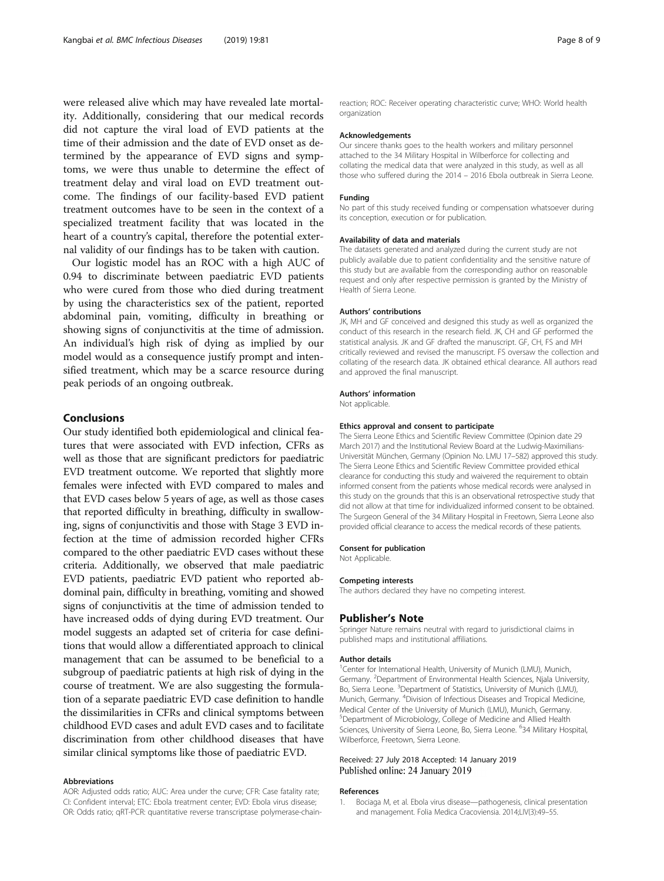were released alive which may have revealed late mortality. Additionally, considering that our medical records did not capture the viral load of EVD patients at the time of their admission and the date of EVD onset as determined by the appearance of EVD signs and symptoms, we were thus unable to determine the effect of treatment delay and viral load on EVD treatment outcome. The findings of our facility-based EVD patient treatment outcomes have to be seen in the context of a specialized treatment facility that was located in the heart of a country's capital, therefore the potential external validity of our findings has to be taken with caution.

Our logistic model has an ROC with a high AUC of 0.94 to discriminate between paediatric EVD patients who were cured from those who died during treatment by using the characteristics sex of the patient, reported abdominal pain, vomiting, difficulty in breathing or showing signs of conjunctivitis at the time of admission. An individual's high risk of dying as implied by our model would as a consequence justify prompt and intensified treatment, which may be a scarce resource during peak periods of an ongoing outbreak.

## Conclusions

Our study identified both epidemiological and clinical features that were associated with EVD infection, CFRs as well as those that are significant predictors for paediatric EVD treatment outcome. We reported that slightly more females were infected with EVD compared to males and that EVD cases below 5 years of age, as well as those cases that reported difficulty in breathing, difficulty in swallowing, signs of conjunctivitis and those with Stage 3 EVD infection at the time of admission recorded higher CFRs compared to the other paediatric EVD cases without these criteria. Additionally, we observed that male paediatric EVD patients, paediatric EVD patient who reported abdominal pain, difficulty in breathing, vomiting and showed signs of conjunctivitis at the time of admission tended to have increased odds of dying during EVD treatment. Our model suggests an adapted set of criteria for case definitions that would allow a differentiated approach to clinical management that can be assumed to be beneficial to a subgroup of paediatric patients at high risk of dying in the course of treatment. We are also suggesting the formulation of a separate paediatric EVD case definition to handle the dissimilarities in CFRs and clinical symptoms between childhood EVD cases and adult EVD cases and to facilitate discrimination from other childhood diseases that have similar clinical symptoms like those of paediatric EVD.

#### Abbreviations

AOR: Adjusted odds ratio; AUC: Area under the curve; CFR: Case fatality rate; CI: Confident interval; ETC: Ebola treatment center; EVD: Ebola virus disease; OR: Odds ratio; qRT-PCR: quantitative reverse transcriptase polymerase-chain-reaction; ROC: Receiver operating characteristic curve; WHO: World health organization

#### Acknowledgements

Our sincere thanks goes to the health workers and military personnel attached to the 34 Military Hospital in Wilberforce for collecting and collating the medical data that were analyzed in this study, as well as all those who suffered during the 2014 – 2016 Ebola outbreak in Sierra Leone.

#### Funding

No part of this study received funding or compensation whatsoever during its conception, execution or for publication.

#### Availability of data and materials

The datasets generated and analyzed during the current study are not publicly available due to patient confidentiality and the sensitive nature of this study but are available from the corresponding author on reasonable request and only after respective permission is granted by the Ministry of Health of Sierra Leone.

#### Authors' contributions

JK, MH and GF conceived and designed this study as well as organized the conduct of this research in the research field. JK, CH and GF performed the statistical analysis. JK and GF drafted the manuscript. GF, CH, FS and MH critically reviewed and revised the manuscript. FS oversaw the collection and collating of the research data. JK obtained ethical clearance. All authors read and approved the final manuscript.

#### Authors' information

Not applicable.

#### Ethics approval and consent to participate

The Sierra Leone Ethics and Scientific Review Committee (Opinion date 29 March 2017) and the Institutional Review Board at the Ludwig-Maximilians-Universität München, Germany (Opinion No. LMU 17–582) approved this study. The Sierra Leone Ethics and Scientific Review Committee provided ethical clearance for conducting this study and waivered the requirement to obtain informed consent from the patients whose medical records were analysed in this study on the grounds that this is an observational retrospective study that did not allow at that time for individualized informed consent to be obtained. The Surgeon General of the 34 Military Hospital in Freetown, Sierra Leone also provided official clearance to access the medical records of these patients.

#### Consent for publication

Not Applicable.

#### Competing interests

The authors declared they have no competing interest.

## Publisher's Note

Springer Nature remains neutral with regard to jurisdictional claims in published maps and institutional affiliations.

#### Author details

[1]Center for International Health, University of Munich (LMU), Munich, Germany. [2]Department of Environmental Health Sciences, Njala University, Bo, Sierra Leone. [3]Department of Statistics, University of Munich (LMU), Munich, Germany. [4]Division of Infectious Diseases and Tropical Medicine, Medical Center of the University of Munich (LMU), Munich, Germany. [5]Department of Microbiology, College of Medicine and Allied Health Sciences, University of Sierra Leone, Bo, Sierra Leone. [6]34 Military Hospital, Wilberforce, Freetown, Sierra Leone.

Received: 27 July 2018 Accepted: 14 January 2019
Published online: 24 January 2019

#### References

1. Bociaga M, et al. Ebola virus disease—pathogenesis, clinical presentation and management. Folia Medica Cracoviensia. 2014;LIV(3):49–55.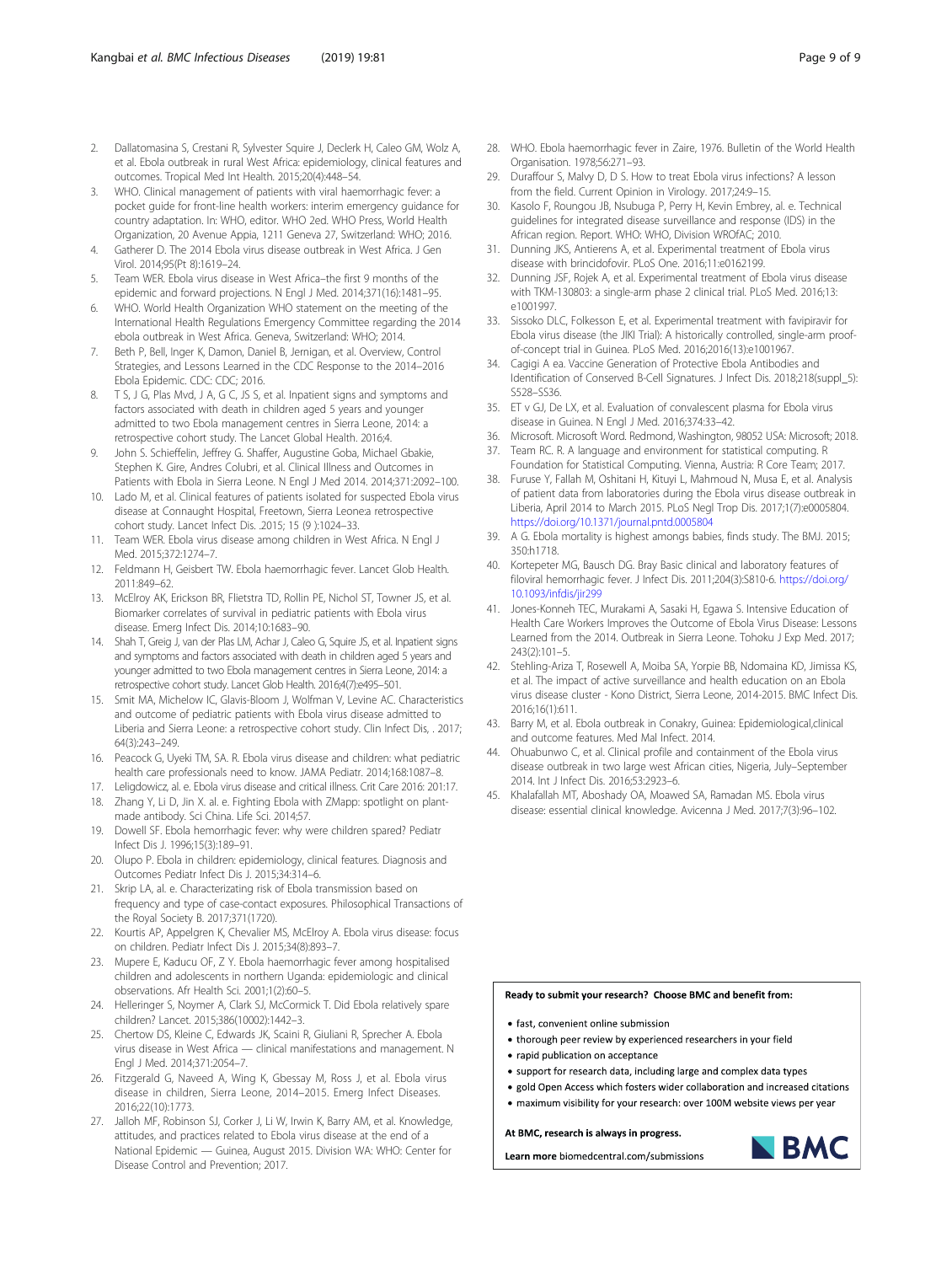2. Dallatomasina S, Crestani R, Sylvester Squire J, Declerk H, Caleo GM, Wolz A, et al. Ebola outbreak in rural West Africa: epidemiology, clinical features and outcomes. Tropical Med Int Health. 2015;20(4):448–54.
3. WHO. Clinical management of patients with viral haemorrhagic fever: a pocket guide for front-line health workers: interim emergency guidance for country adaptation. In: WHO, editor. WHO 2ed. WHO Press, World Health Organization, 20 Avenue Appia, 1211 Geneva 27, Switzerland: WHO; 2016.
4. Gatherer D. The 2014 Ebola virus disease outbreak in West Africa. J Gen Virol. 2014;95(Pt 8):1619–24.
5. Team WER. Ebola virus disease in West Africa–the first 9 months of the epidemic and forward projections. N Engl J Med. 2014;371(16):1481–95.
6. WHO. World Health Organization WHO statement on the meeting of the International Health Regulations Emergency Committee regarding the 2014 ebola outbreak in West Africa. Geneva, Switzerland: WHO; 2014.
7. Beth P, Bell, Inger K, Damon, Daniel B, Jernigan, et al. Overview, Control Strategies, and Lessons Learned in the CDC Response to the 2014–2016 Ebola Epidemic. CDC: CDC; 2016.
8. T S, J G, Plas Mvd, J A, G C, JS S, et al. Inpatient signs and symptoms and factors associated with death in children aged 5 years and younger admitted to two Ebola management centres in Sierra Leone, 2014: a retrospective cohort study. The Lancet Global Health. 2016;4.
9. John S. Schieffelin, Jeffrey G. Shaffer, Augustine Goba, Michael Gbakie, Stephen K. Gire, Andres Colubri, et al. Clinical Illness and Outcomes in Patients with Ebola in Sierra Leone. N Engl J Med 2014. 2014;371:2092–100.
10. Lado M, et al. Clinical features of patients isolated for suspected Ebola virus disease at Connaught Hospital, Freetown, Sierra Leone:a retrospective cohort study. Lancet Infect Dis. .2015; 15 (9 ):1024–33.
11. Team WER. Ebola virus disease among children in West Africa. N Engl J Med. 2015;372:1274–7.
12. Feldmann H, Geisbert TW. Ebola haemorrhagic fever. Lancet Glob Health. 2011:849–62.
13. McElroy AK, Erickson BR, Flietstra TD, Rollin PE, Nichol ST, Towner JS, et al. Biomarker correlates of survival in pediatric patients with Ebola virus disease. Emerg Infect Dis. 2014;10:1683–90.
14. Shah T, Greig J, van der Plas LM, Achar J, Caleo G, Squire JS, et al. Inpatient signs and symptoms and factors associated with death in children aged 5 years and younger admitted to two Ebola management centres in Sierra Leone, 2014: a retrospective cohort study. Lancet Glob Health. 2016;4(7):e495–501.
15. Smit MA, Michelow IC, Glavis-Bloom J, Wolfman V, Levine AC. Characteristics and outcome of pediatric patients with Ebola virus disease admitted to Liberia and Sierra Leone: a retrospective cohort study. Clin Infect Dis, . 2017; 64(3):243–249.
16. Peacock G, Uyeki TM, SA. R. Ebola virus disease and children: what pediatric health care professionals need to know. JAMA Pediatr. 2014;168:1087–8.
17. Leligdowicz, al. e. Ebola virus disease and critical illness. Crit Care 2016: 201:17.
18. Zhang Y, Li D, Jin X. al. e. Fighting Ebola with ZMapp: spotlight on plant-made antibody. Sci China. Life Sci. 2014;57.
19. Dowell SF. Ebola hemorrhagic fever: why were children spared? Pediatr Infect Dis J. 1996;15(3):189–91.
20. Olupo P. Ebola in children: epidemiology, clinical features. Diagnosis and Outcomes Pediatr Infect Dis J. 2015;34:314–6.
21. Skrip LA, al. e. Characterizating risk of Ebola transmission based on frequency and type of case-contact exposures. Philosophical Transactions of the Royal Society B. 2017;371(1720).
22. Kourtis AP, Appelgren K, Chevalier MS, McElroy A. Ebola virus disease: focus on children. Pediatr Infect Dis J. 2015;34(8):893–7.
23. Mupere E, Kaducu OF, Z Y. Ebola haemorrhagic fever among hospitalised children and adolescents in northern Uganda: epidemiologic and clinical observations. Afr Health Sci. 2001;1(2):60–5.
24. Helleringer S, Noymer A, Clark SJ, McCormick T. Did Ebola relatively spare children? Lancet. 2015;386(10002):1442–3.
25. Chertow DS, Kleine C, Edwards JK, Scaini R, Giuliani R, Sprecher A. Ebola virus disease in West Africa — clinical manifestations and management. N Engl J Med. 2014;371:2054–7.
26. Fitzgerald G, Naveed A, Wing K, Gbessay M, Ross J, et al. Ebola virus disease in children, Sierra Leone, 2014–2015. Emerg Infect Diseases. 2016;22(10):1773.
27. Jalloh MF, Robinson SJ, Corker J, Li W, Irwin K, Barry AM, et al. Knowledge, attitudes, and practices related to Ebola virus disease at the end of a National Epidemic — Guinea, August 2015. Division WA: WHO: Center for Disease Control and Prevention; 2017.
28. WHO. Ebola haemorrhagic fever in Zaire, 1976. Bulletin of the World Health Organisation. 1978;56:271–93.
29. Duraffour S, Malvy D, D S. How to treat Ebola virus infections? A lesson from the field. Current Opinion in Virology. 2017;24:9–15.
30. Kasolo F, Roungou JB, Nsubuga P, Perry H, Kevin Embrey, al. e. Technical guidelines for integrated disease surveillance and response (IDS) in the African region. Report. WHO: WHO, Division WROfAC; 2010.
31. Dunning JKS, Antierens A, et al. Experimental treatment of Ebola virus disease with brincidofovir. PLoS One. 2016;11:e0162199.
32. Dunning JSF, Rojek A, et al. Experimental treatment of Ebola virus disease with TKM-130803: a single-arm phase 2 clinical trial. PLoS Med. 2016;13: e1001997.
33. Sissoko DLC, Folkesson E, et al. Experimental treatment with favipiravir for Ebola virus disease (the JIKI Trial): A historically controlled, single-arm proof-of-concept trial in Guinea. PLoS Med. 2016;2016(13):e1001967.
34. Cagigi A ea. Vaccine Generation of Protective Ebola Antibodies and Identification of Conserved B-Cell Signatures. J Infect Dis. 2018;218(suppl_5): S528–SS36.
35. ET v GJ, De LX, et al. Evaluation of convalescent plasma for Ebola virus disease in Guinea. N Engl J Med. 2016;374:33–42.
36. Microsoft. Microsoft Word. Redmond, Washington, 98052 USA: Microsoft; 2018.
37. Team RC. R. A language and environment for statistical computing. R Foundation for Statistical Computing. Vienna, Austria: R Core Team; 2017.
38. Furuse Y, Fallah M, Oshitani H, Kituyi L, Mahmoud N, Musa E, et al. Analysis of patient data from laboratories during the Ebola virus disease outbreak in Liberia, April 2014 to March 2015. PLoS Negl Trop Dis. 2017;1(7):e0005804. https://doi.org/10.1371/journal.pntd.0005804
39. A G. Ebola mortality is highest amongs babies, finds study. The BMJ. 2015; 350:h1718.
40. Kortepeter MG, Bausch DG. Bray Basic clinical and laboratory features of filoviral hemorrhagic fever. J Infect Dis. 2011;204(3):S810-6. https://doi.org/10.1093/infdis/jir299
41. Jones-Konneh TEC, Murakami A, Sasaki H, Egawa S. Intensive Education of Health Care Workers Improves the Outcome of Ebola Virus Disease: Lessons Learned from the 2014. Outbreak in Sierra Leone. Tohoku J Exp Med. 2017; 243(2):101–5.
42. Stehling-Ariza T, Rosewell A, Moiba SA, Yorpie BB, Ndomaina KD, Jimissa KS, et al. The impact of active surveillance and health education on an Ebola virus disease cluster - Kono District, Sierra Leone, 2014-2015. BMC Infect Dis. 2016;16(1):611.
43. Barry M, et al. Ebola outbreak in Conakry, Guinea: Epidemiological,clinical and outcome features. Med Mal Infect. 2014.
44. Ohuabunwo C, et al. Clinical profile and containment of the Ebola virus disease outbreak in two large west African cities, Nigeria, July–September 2014. Int J Infect Dis. 2016;53:2923–6.
45. Khalafallah MT, Aboshady OA, Moawed SA, Ramadan MS. Ebola virus disease: essential clinical knowledge. Avicenna J Med. 2017;7(3):96–102.

**Ready to submit your research? Choose BMC and benefit from:**

- fast, convenient online submission
- thorough peer review by experienced researchers in your field
- rapid publication on acceptance
- support for research data, including large and complex data types
- gold Open Access which fosters wider collaboration and increased citations
- maximum visibility for your research: over 100M website views per year

**At BMC, research is always in progress.**

**Learn more** biomedcentral.com/submissions

BMC